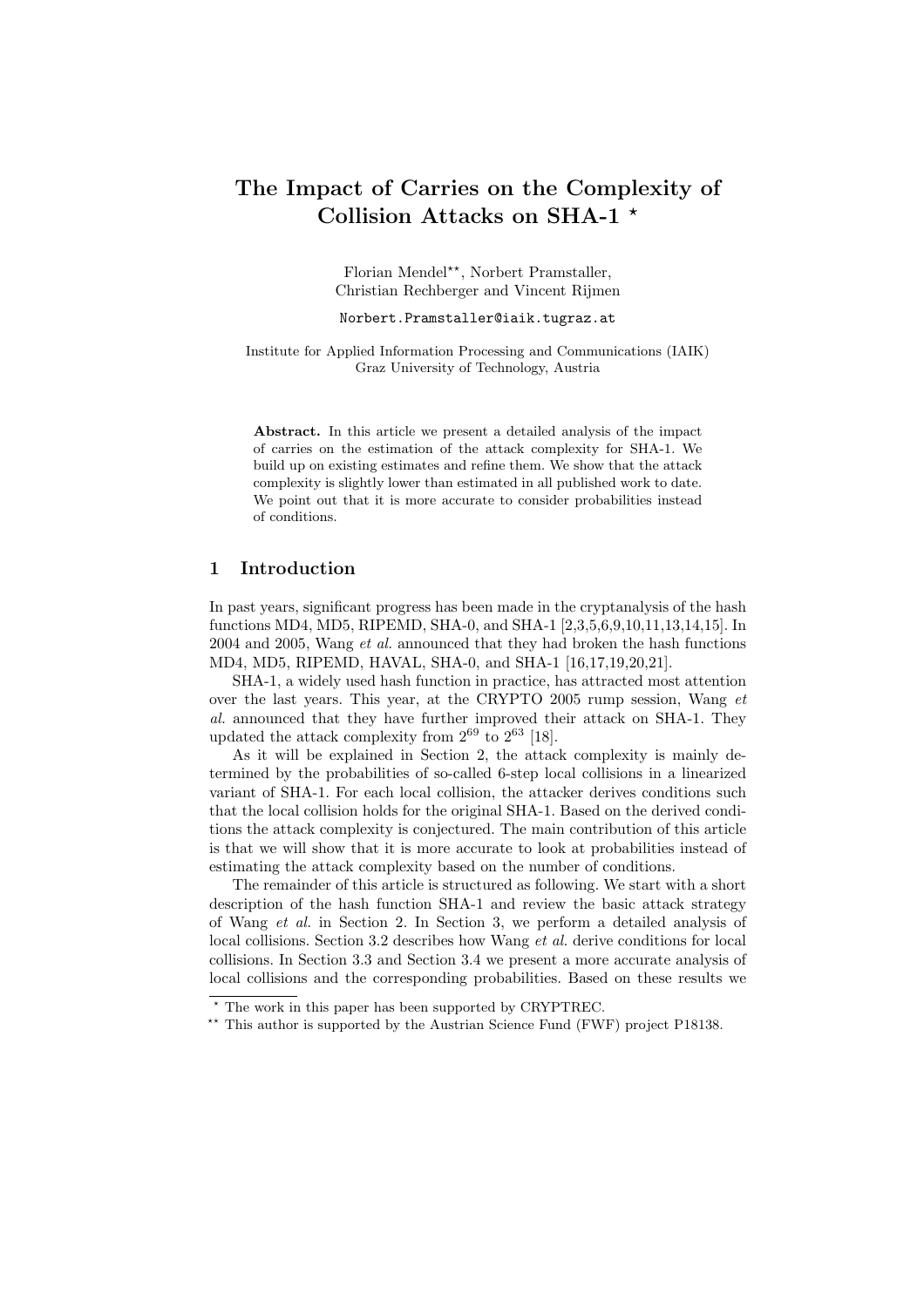# The Impact of Carries on the Complexity of Collision Attacks on SHA-1 *

Florian Mendel**, Norbert Pramstaller, Christian Rechberger and Vincent Rijmen

Norbert.Pramstaller@iaik.tugraz.at

Institute for Applied Information Processing and Communications (IAIK)
Graz University of Technology, Austria

**Abstract.** In this article we present a detailed analysis of the impact of carries on the estimation of the attack complexity for SHA-1. We build up on existing estimates and refine them. We show that the attack complexity is slightly lower than estimated in all published work to date. We point out that it is more accurate to consider probabilities instead of conditions.

## 1 Introduction

In past years, significant progress has been made in the cryptanalysis of the hash functions MD4, MD5, RIPEMD, SHA-0, and SHA-1 [2,3,5,6,9,10,11,13,14,15]. In 2004 and 2005, Wang *et al.* announced that they had broken the hash functions MD4, MD5, RIPEMD, HAVAL, SHA-0, and SHA-1 [16,17,19,20,21].

SHA-1, a widely used hash function in practice, has attracted most attention over the last years. This year, at the CRYPTO 2005 rump session, Wang *et al.* announced that they have further improved their attack on SHA-1. They updated the attack complexity from $2^{69}$ to $2^{63}$ [18].

As it will be explained in Section 2, the attack complexity is mainly determined by the probabilities of so-called 6-step local collisions in a linearized variant of SHA-1. For each local collision, the attacker derives conditions such that the local collision holds for the original SHA-1. Based on the derived conditions the attack complexity is conjectured. The main contribution of this article is that we will show that it is more accurate to look at probabilities instead of estimating the attack complexity based on the number of conditions.

The remainder of this article is structured as following. We start with a short description of the hash function SHA-1 and review the basic attack strategy of Wang *et al.* in Section 2. In Section 3, we perform a detailed analysis of local collisions. Section 3.2 describes how Wang *et al.* derive conditions for local collisions. In Section 3.3 and Section 3.4 we present a more accurate analysis of local collisions and the corresponding probabilities. Based on these results we

* The work in this paper has been supported by CRYPTREC.

** This author is supported by the Austrian Science Fund (FWF) project P18138.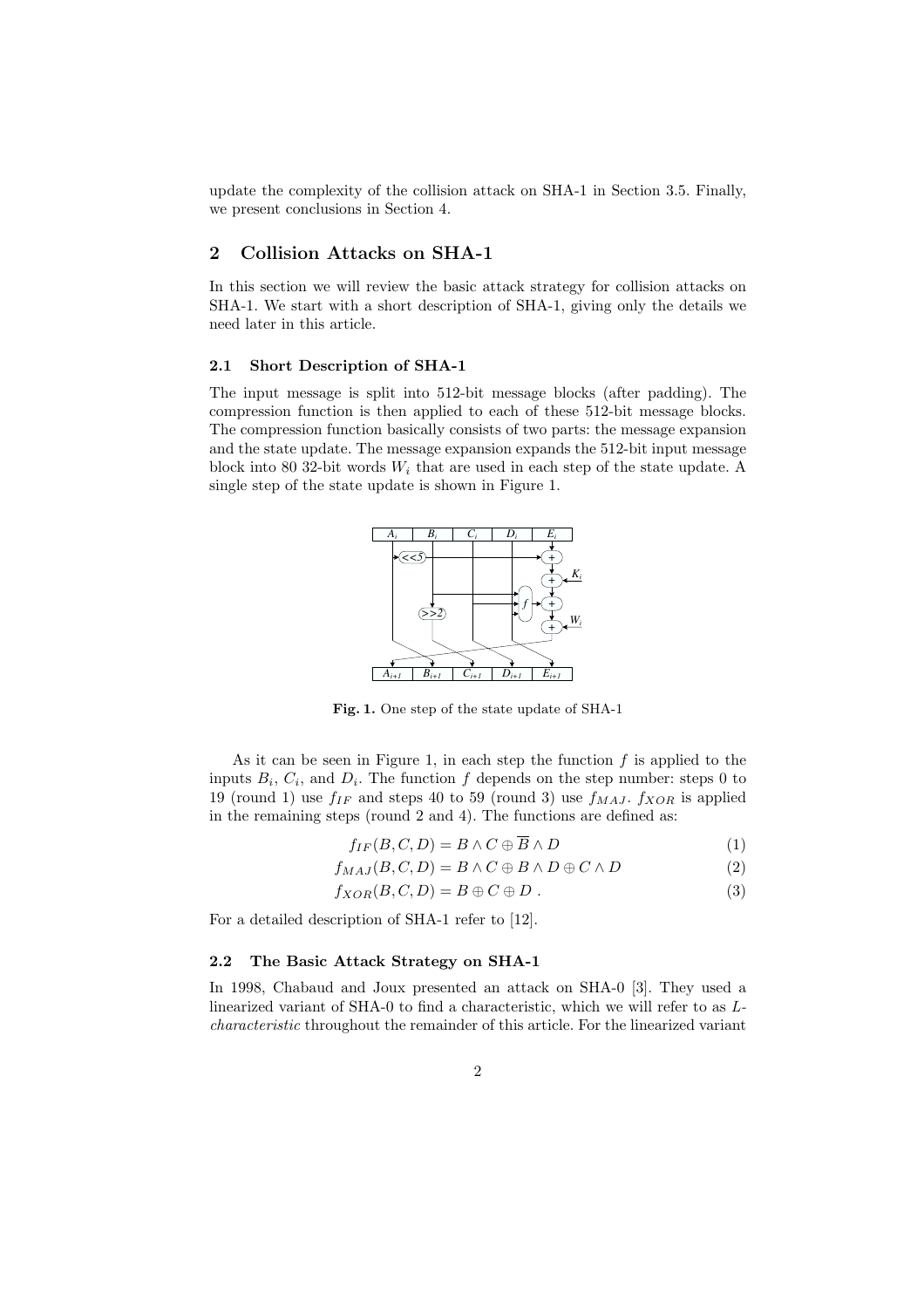update the complexity of the collision attack on SHA-1 in Section 3.5. Finally, we present conclusions in Section 4.

## 2 Collision Attacks on SHA-1

In this section we will review the basic attack strategy for collision attacks on SHA-1. We start with a short description of SHA-1, giving only the details we need later in this article.

### 2.1 Short Description of SHA-1

The input message is split into 512-bit message blocks (after padding). The compression function is then applied to each of these 512-bit message blocks. The compression function basically consists of two parts: the message expansion and the state update. The message expansion expands the 512-bit input message block into 80 32-bit words $W_i$ that are used in each step of the state update. A single step of the state update is shown in Figure 1.

**Fig. 1.** One step of the state update of SHA-1

As it can be seen in Figure 1, in each step the function $f$ is applied to the inputs $B_i$, $C_i$, and $D_i$. The function $f$ depends on the step number: steps 0 to 19 (round 1) use $f_{IF}$ and steps 40 to 59 (round 3) use $f_{MAJ}$. $f_{XOR}$ is applied in the remaining steps (round 2 and 4). The functions are defined as:

$$f_{IF}(B, C, D) = B \wedge C \oplus \overline{B} \wedge D \quad (1)$$

$$f_{MAJ}(B, C, D) = B \wedge C \oplus B \wedge D \oplus C \wedge D \quad (2)$$

$$f_{XOR}(B, C, D) = B \oplus C \oplus D \ . \quad (3)$$

For a detailed description of SHA-1 refer to [12].

### 2.2 The Basic Attack Strategy on SHA-1

In 1998, Chabaud and Joux presented an attack on SHA-0 [3]. They used a linearized variant of SHA-0 to find a characteristic, which we will refer to as *L-characteristic* throughout the remainder of this article. For the linearized variant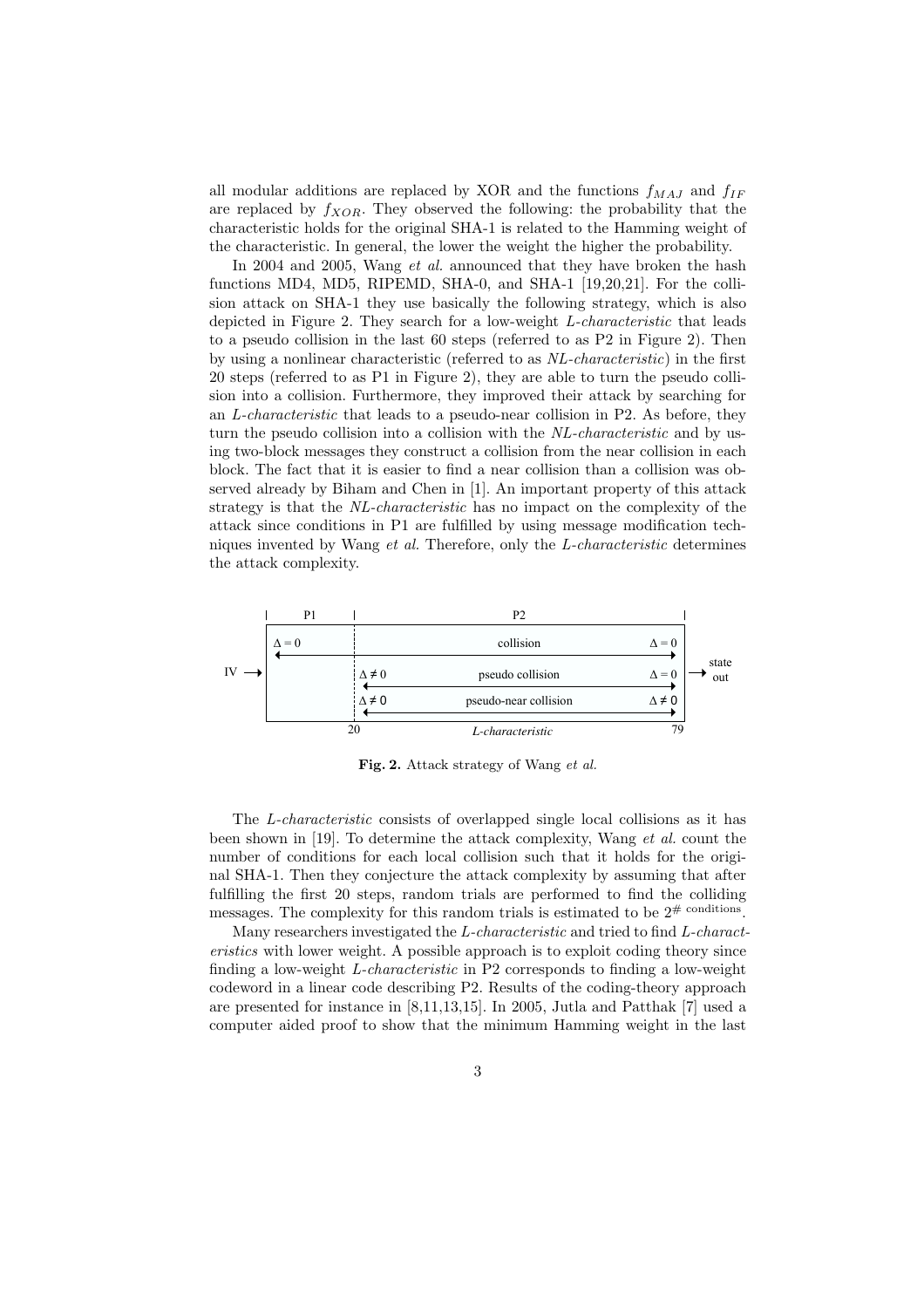all modular additions are replaced by XOR and the functions $f_{MAJ}$ and $f_{IF}$ are replaced by $f_{XOR}$. They observed the following: the probability that the characteristic holds for the original SHA-1 is related to the Hamming weight of the characteristic. In general, the lower the weight the higher the probability.

In 2004 and 2005, Wang *et al.* announced that they have broken the hash functions MD4, MD5, RIPEMD, SHA-0, and SHA-1 [19,20,21]. For the collision attack on SHA-1 they use basically the following strategy, which is also depicted in Figure 2. They search for a low-weight *L-characteristic* that leads to a pseudo collision in the last 60 steps (referred to as P2 in Figure 2). Then by using a nonlinear characteristic (referred to as *NL-characteristic*) in the first 20 steps (referred to as P1 in Figure 2), they are able to turn the pseudo collision into a collision. Furthermore, they improved their attack by searching for an *L-characteristic* that leads to a pseudo-near collision in P2. As before, they turn the pseudo collision into a collision with the *NL-characteristic* and by using two-block messages they construct a collision from the near collision in each block. The fact that it is easier to find a near collision than a collision was observed already by Biham and Chen in [1]. An important property of this attack strategy is that the *NL-characteristic* has no impact on the complexity of the attack since conditions in P1 are fulfilled by using message modification techniques invented by Wang *et al.* Therefore, only the *L-characteristic* determines the attack complexity.

| P1 | P2 | |
|---|---|---|
| $\Delta = 0$ ← collision → $\Delta = 0$ | | |
| | $\Delta \neq 0$ ← pseudo collision → $\Delta = 0$ | |
| | $\Delta \neq 0$ ← pseudo-near collision → $\Delta \neq 0$ | |
| IV → | 20 — *L-characteristic* — 79 | → state out |

**Fig. 2.** Attack strategy of Wang *et al.*

The *L-characteristic* consists of overlapped single local collisions as it has been shown in [19]. To determine the attack complexity, Wang *et al.* count the number of conditions for each local collision such that it holds for the original SHA-1. Then they conjecture the attack complexity by assuming that after fulfilling the first 20 steps, random trials are performed to find the colliding messages. The complexity for this random trials is estimated to be $2^{\#\text{ conditions}}$.

Many researchers investigated the *L-characteristic* and tried to find *L-characteristics* with lower weight. A possible approach is to exploit coding theory since finding a low-weight *L-characteristic* in P2 corresponds to finding a low-weight codeword in a linear code describing P2. Results of the coding-theory approach are presented for instance in [8,11,13,15]. In 2005, Jutla and Patthak [7] used a computer aided proof to show that the minimum Hamming weight in the last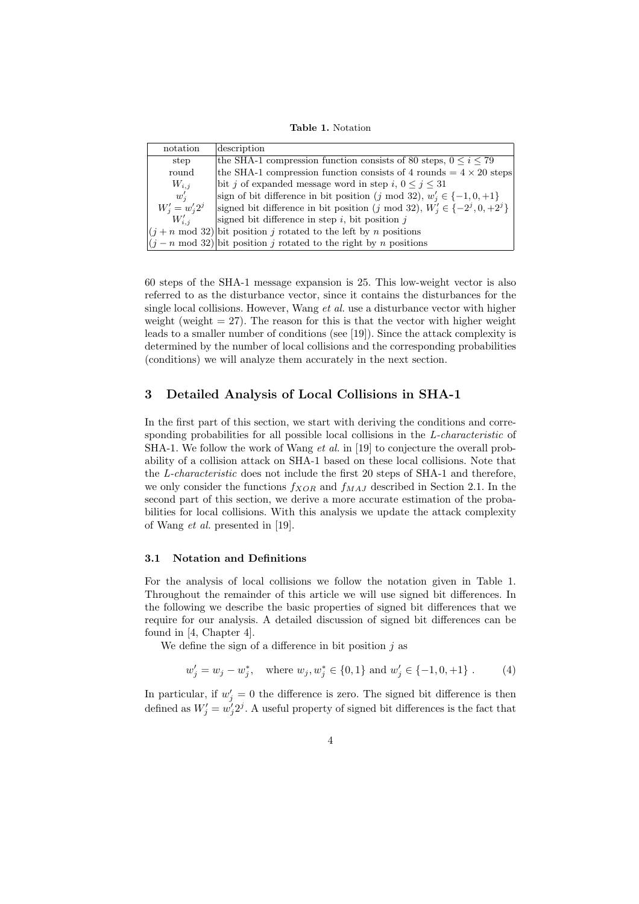**Table 1.** Notation

| notation | description |
|---|---|
| step | the SHA-1 compression function consists of 80 steps, $0 \leq i \leq 79$ |
| round | the SHA-1 compression function consists of 4 rounds $= 4 \times 20$ steps |
| $W_{i,j}$ | bit $j$ of expanded message word in step $i$, $0 \leq j \leq 31$ |
| $w'_j$ | sign of bit difference in bit position ($j$ mod 32), $w'_j \in \{-1, 0, +1\}$ |
| $W'_j = w'_j 2^j$ | signed bit difference in bit position ($j$ mod 32), $W'_j \in \{-2^j, 0, +2^j\}$ |
| $W'_{i,j}$ | signed bit difference in step $i$, bit position $j$ |
| ($j + n$ mod 32) | bit position $j$ rotated to the left by $n$ positions |
| ($j - n$ mod 32) | bit position $j$ rotated to the right by $n$ positions |

60 steps of the SHA-1 message expansion is 25. This low-weight vector is also referred to as the disturbance vector, since it contains the disturbances for the single local collisions. However, Wang *et al.* use a disturbance vector with higher weight (weight = 27). The reason for this is that the vector with higher weight leads to a smaller number of conditions (see [19]). Since the attack complexity is determined by the number of local collisions and the corresponding probabilities (conditions) we will analyze them accurately in the next section.

## 3 Detailed Analysis of Local Collisions in SHA-1

In the first part of this section, we start with deriving the conditions and corresponding probabilities for all possible local collisions in the *L-characteristic* of SHA-1. We follow the work of Wang *et al.* in [19] to conjecture the overall probability of a collision attack on SHA-1 based on these local collisions. Note that the *L-characteristic* does not include the first 20 steps of SHA-1 and therefore, we only consider the functions $f_{XOR}$ and $f_{MAJ}$ described in Section 2.1. In the second part of this section, we derive a more accurate estimation of the probabilities for local collisions. With this analysis we update the attack complexity of Wang *et al.* presented in [19].

### 3.1 Notation and Definitions

For the analysis of local collisions we follow the notation given in Table 1. Throughout the remainder of this article we will use signed bit differences. In the following we describe the basic properties of signed bit differences that we require for our analysis. A detailed discussion of signed bit differences can be found in [4, Chapter 4].

We define the sign of a difference in bit position $j$ as

$$w'_j = w_j - w^*_j, \quad \text{where } w_j, w^*_j \in \{0, 1\} \text{ and } w'_j \in \{-1, 0, +1\} . \tag{4}$$

In particular, if $w'_j = 0$ the difference is zero. The signed bit difference is then defined as $W'_j = w'_j 2^j$. A useful property of signed bit differences is the fact that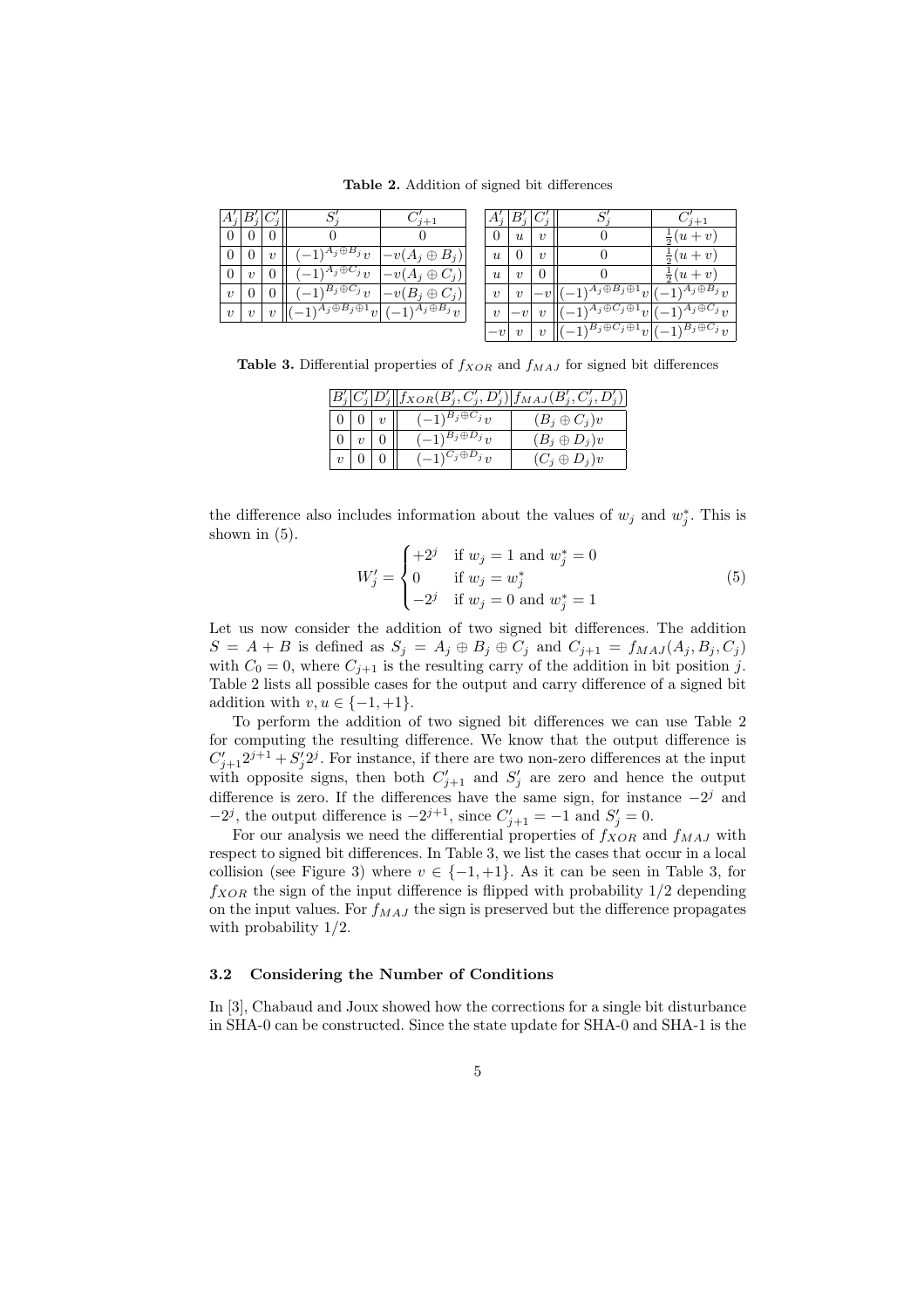**Table 2.** Addition of signed bit differences

| $A'_j$ | $B'_j$ | $C'_j$ | $S'_j$ | $C'_{j+1}$ |
|---|---|---|---|---|
| 0 | 0 | 0 | 0 | 0 |
| 0 | 0 | $v$ | $(-1)^{A_j \oplus B_j} v$ | $-v(A_j \oplus B_j)$ |
| 0 | $v$ | 0 | $(-1)^{A_j \oplus C_j} v$ | $-v(A_j \oplus C_j)$ |
| $v$ | 0 | 0 | $(-1)^{B_j \oplus C_j} v$ | $-v(B_j \oplus C_j)$ |
| $v$ | $v$ | $v$ | $(-1)^{A_j \oplus B_j \oplus 1} v$ | $(-1)^{A_j \oplus B_j} v$ |

| $A'_j$ | $B'_j$ | $C'_j$ | $S'_j$ | $C'_{j+1}$ |
|---|---|---|---|---|
| 0 | $u$ | $v$ | 0 | $\frac{1}{2}(u+v)$ |
| $u$ | 0 | $v$ | 0 | $\frac{1}{2}(u+v)$ |
| $u$ | $v$ | 0 | 0 | $\frac{1}{2}(u+v)$ |
| $v$ | $v$ | $-v$ | $(-1)^{A_j \oplus B_j \oplus 1} v$ | $(-1)^{A_j \oplus B_j} v$ |
| $v$ | $-v$ | $v$ | $(-1)^{A_j \oplus C_j \oplus 1} v$ | $(-1)^{A_j \oplus C_j} v$ |
| $-v$ | $v$ | $v$ | $(-1)^{B_j \oplus C_j \oplus 1} v$ | $(-1)^{B_j \oplus C_j} v$ |

**Table 3.** Differential properties of $f_{XOR}$ and $f_{MAJ}$ for signed bit differences

| $B'_j$ | $C'_j$ | $D'_j$ | $f_{XOR}(B'_j, C'_j, D'_j)$ | $f_{MAJ}(B'_j, C'_j, D'_j)$ |
|---|---|---|---|---|
| 0 | 0 | $v$ | $(-1)^{B_j \oplus C_j} v$ | $(B_j \oplus C_j) v$ |
| 0 | $v$ | 0 | $(-1)^{B_j \oplus D_j} v$ | $(B_j \oplus D_j) v$ |
| $v$ | 0 | 0 | $(-1)^{C_j \oplus D_j} v$ | $(C_j \oplus D_j) v$ |

the difference also includes information about the values of $w_j$ and $w_j^*$. This is shown in (5).

$$W'_j = \begin{cases} +2^j & \text{if } w_j = 1 \text{ and } w_j^* = 0 \\ 0 & \text{if } w_j = w_j^* \\ -2^j & \text{if } w_j = 0 \text{ and } w_j^* = 1 \end{cases} \tag{5}$$

Let us now consider the addition of two signed bit differences. The addition $S = A + B$ is defined as $S_j = A_j \oplus B_j \oplus C_j$ and $C_{j+1} = f_{MAJ}(A_j, B_j, C_j)$ with $C_0 = 0$, where $C_{j+1}$ is the resulting carry of the addition in bit position $j$. Table 2 lists all possible cases for the output and carry difference of a signed bit addition with $v, u \in \{-1, +1\}$.

To perform the addition of two signed bit differences we can use Table 2 for computing the resulting difference. We know that the output difference is $C'_{j+1} 2^{j+1} + S'_j 2^j$. For instance, if there are two non-zero differences at the input with opposite signs, then both $C'_{j+1}$ and $S'_j$ are zero and hence the output difference is zero. If the differences have the same sign, for instance $-2^j$ and $-2^j$, the output difference is $-2^{j+1}$, since $C'_{j+1} = -1$ and $S'_j = 0$.

For our analysis we need the differential properties of $f_{XOR}$ and $f_{MAJ}$ with respect to signed bit differences. In Table 3, we list the cases that occur in a local collision (see Figure 3) where $v \in \{-1, +1\}$. As it can be seen in Table 3, for $f_{XOR}$ the sign of the input difference is flipped with probability 1/2 depending on the input values. For $f_{MAJ}$ the sign is preserved but the difference propagates with probability 1/2.

### 3.2 Considering the Number of Conditions

In [3], Chabaud and Joux showed how the corrections for a single bit disturbance in SHA-0 can be constructed. Since the state update for SHA-0 and SHA-1 is the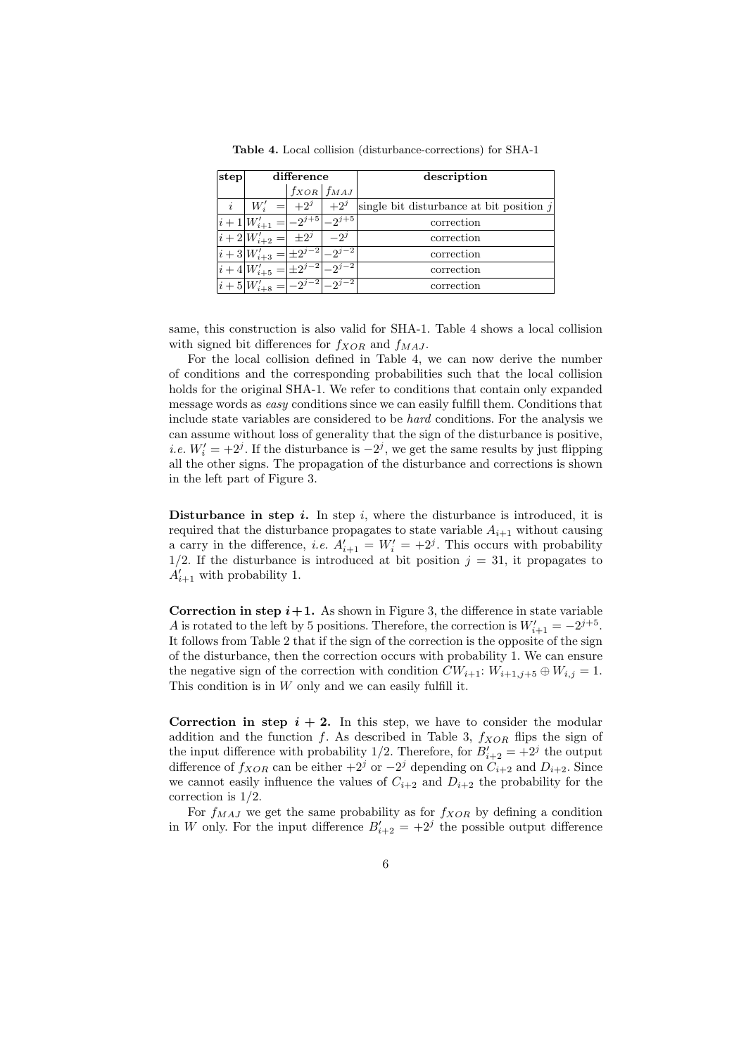**Table 4.** Local collision (disturbance-corrections) for SHA-1

| step | difference | | | description |
|---|---|---|---|---|
| | | $f_{XOR}$ | $f_{MAJ}$ | |
| $i$ | $W'_i =$ | $+2^j$ | $+2^j$ | single bit disturbance at bit position $j$ |
| $i+1$ | $W'_{i+1} =$ | $-2^{j+5}$ | $-2^{j+5}$ | correction |
| $i+2$ | $W'_{i+2} =$ | $\pm 2^j$ | $-2^j$ | correction |
| $i+3$ | $W'_{i+3} =$ | $\pm 2^{j-2}$ | $-2^{j-2}$ | correction |
| $i+4$ | $W'_{i+5} =$ | $\pm 2^{j-2}$ | $-2^{j-2}$ | correction |
| $i+5$ | $W'_{i+8} =$ | $-2^{j-2}$ | $-2^{j-2}$ | correction |

same, this construction is also valid for SHA-1. Table 4 shows a local collision with signed bit differences for $f_{XOR}$ and $f_{MAJ}$.

For the local collision defined in Table 4, we can now derive the number of conditions and the corresponding probabilities such that the local collision holds for the original SHA-1. We refer to conditions that contain only expanded message words as *easy* conditions since we can easily fulfill them. Conditions that include state variables are considered to be *hard* conditions. For the analysis we can assume without loss of generality that the sign of the disturbance is positive, *i.e.* $W'_i = +2^j$. If the disturbance is $-2^j$, we get the same results by just flipping all the other signs. The propagation of the disturbance and corrections is shown in the left part of Figure 3.

**Disturbance in step $i$.** In step $i$, where the disturbance is introduced, it is required that the disturbance propagates to state variable $A_{i+1}$ without causing a carry in the difference, *i.e.* $A'_{i+1} = W'_i = +2^j$. This occurs with probability 1/2. If the disturbance is introduced at bit position $j = 31$, it propagates to $A'_{i+1}$ with probability 1.

**Correction in step $i+1$.** As shown in Figure 3, the difference in state variable $A$ is rotated to the left by 5 positions. Therefore, the correction is $W'_{i+1} = -2^{j+5}$. It follows from Table 2 that if the sign of the correction is the opposite of the sign of the disturbance, then the correction occurs with probability 1. We can ensure the negative sign of the correction with condition $CW_{i+1}$: $W_{i+1,j+5} \oplus W_{i,j} = 1$. This condition is in $W$ only and we can easily fulfill it.

**Correction in step $i+2$.** In this step, we have to consider the modular addition and the function $f$. As described in Table 3, $f_{XOR}$ flips the sign of the input difference with probability 1/2. Therefore, for $B'_{i+2} = +2^j$ the output difference of $f_{XOR}$ can be either $+2^j$ or $-2^j$ depending on $C_{i+2}$ and $D_{i+2}$. Since we cannot easily influence the values of $C_{i+2}$ and $D_{i+2}$ the probability for the correction is 1/2.

For $f_{MAJ}$ we get the same probability as for $f_{XOR}$ by defining a condition in $W$ only. For the input difference $B'_{i+2} = +2^j$ the possible output difference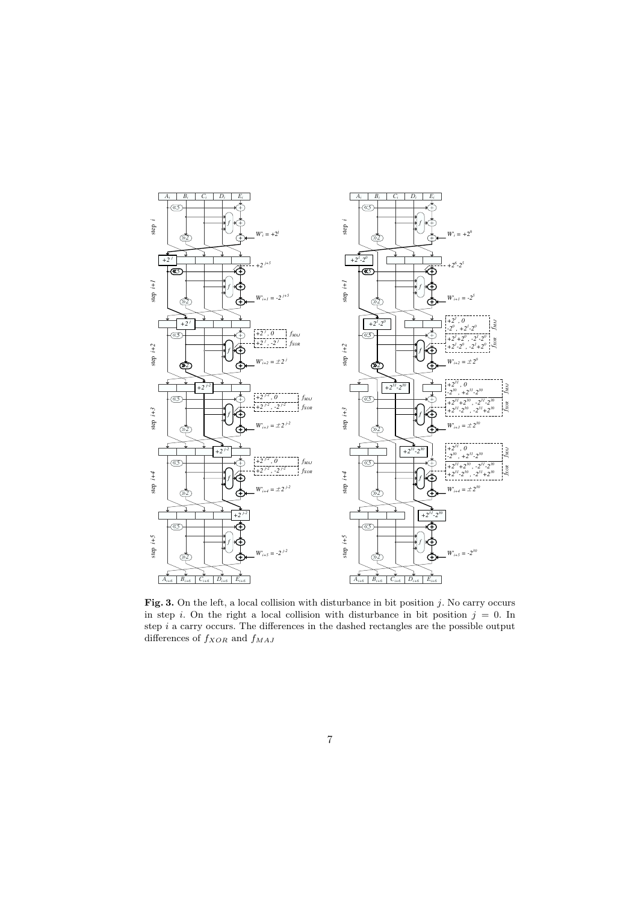**Fig. 3.** On the left, a local collision with disturbance in bit position $j$. No carry occurs in step $i$. On the right a local collision with disturbance in bit position $j = 0$. In step $i$ a carry occurs. The differences in the dashed rectangles are the possible output differences of $f_{XOR}$ and $f_{MAJ}$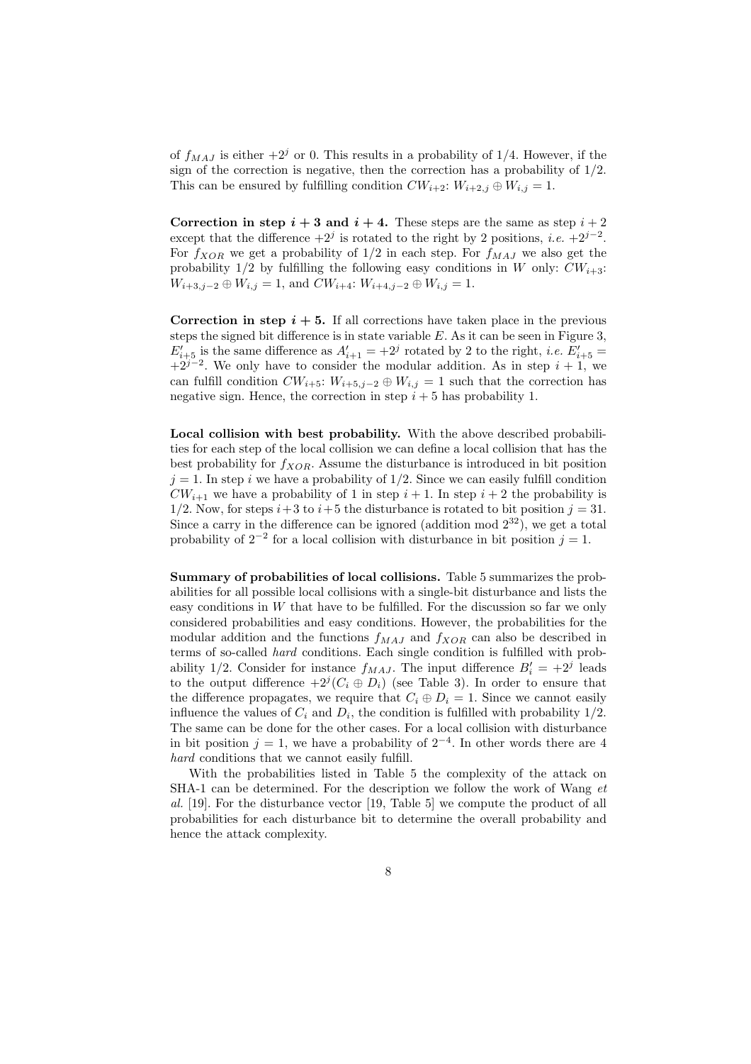of $f_{MAJ}$ is either $+2^j$ or 0. This results in a probability of 1/4. However, if the sign of the correction is negative, then the correction has a probability of 1/2. This can be ensured by fulfilling condition $CW_{i+2}$: $W_{i+2,j} \oplus W_{i,j} = 1$.

**Correction in step $i + 3$ and $i + 4$.** These steps are the same as step $i+2$ except that the difference $+2^j$ is rotated to the right by 2 positions, *i.e.* $+2^{j-2}$. For $f_{XOR}$ we get a probability of 1/2 in each step. For $f_{MAJ}$ we also get the probability 1/2 by fulfilling the following easy conditions in $W$ only: $CW_{i+3}$: $W_{i+3,j-2} \oplus W_{i,j} = 1$, and $CW_{i+4}$: $W_{i+4,j-2} \oplus W_{i,j} = 1$.

**Correction in step $i + 5$.** If all corrections have taken place in the previous steps the signed bit difference is in state variable $E$. As it can be seen in Figure 3, $E'_{i+5}$ is the same difference as $A'_{i+1} = +2^j$ rotated by 2 to the right, *i.e.* $E'_{i+5} = +2^{j-2}$. We only have to consider the modular addition. As in step $i + 1$, we can fulfill condition $CW_{i+5}$: $W_{i+5,j-2} \oplus W_{i,j} = 1$ such that the correction has negative sign. Hence, the correction in step $i + 5$ has probability 1.

**Local collision with best probability.** With the above described probabilities for each step of the local collision we can define a local collision that has the best probability for $f_{XOR}$. Assume the disturbance is introduced in bit position $j = 1$. In step $i$ we have a probability of 1/2. Since we can easily fulfill condition $CW_{i+1}$ we have a probability of 1 in step $i + 1$. In step $i + 2$ the probability is 1/2. Now, for steps $i+3$ to $i+5$ the disturbance is rotated to bit position $j = 31$. Since a carry in the difference can be ignored (addition mod $2^{32}$), we get a total probability of $2^{-2}$ for a local collision with disturbance in bit position $j = 1$.

**Summary of probabilities of local collisions.** Table 5 summarizes the probabilities for all possible local collisions with a single-bit disturbance and lists the easy conditions in $W$ that have to be fulfilled. For the discussion so far we only considered probabilities and easy conditions. However, the probabilities for the modular addition and the functions $f_{MAJ}$ and $f_{XOR}$ can also be described in terms of so-called *hard* conditions. Each single condition is fulfilled with probability 1/2. Consider for instance $f_{MAJ}$. The input difference $B'_i = +2^j$ leads to the output difference $+2^j(C_i \oplus D_i)$ (see Table 3). In order to ensure that the difference propagates, we require that $C_i \oplus D_i = 1$. Since we cannot easily influence the values of $C_i$ and $D_i$, the condition is fulfilled with probability 1/2. The same can be done for the other cases. For a local collision with disturbance in bit position $j = 1$, we have a probability of $2^{-4}$. In other words there are 4 *hard* conditions that we cannot easily fulfill.

With the probabilities listed in Table 5 the complexity of the attack on SHA-1 can be determined. For the description we follow the work of Wang *et al.* [19]. For the disturbance vector [19, Table 5] we compute the product of all probabilities for each disturbance bit to determine the overall probability and hence the attack complexity.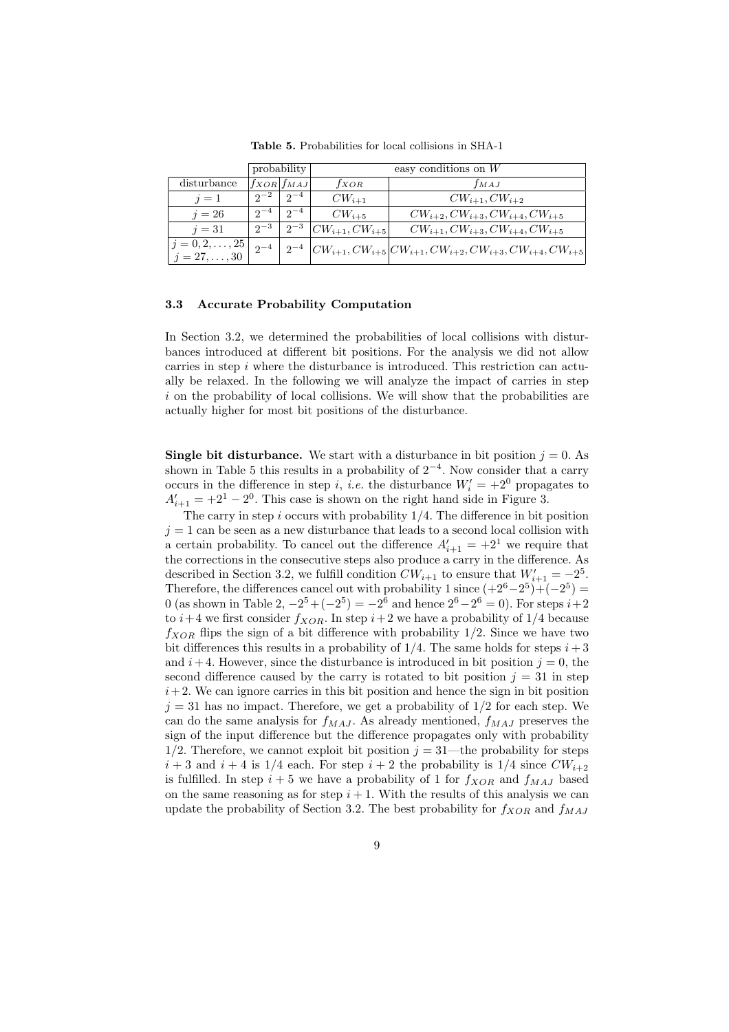**Table 5.** Probabilities for local collisions in SHA-1

| | probability | | easy conditions on $W$ | |
|---|---|---|---|---|
| disturbance | $f_{XOR}$ | $f_{MAJ}$ | $f_{XOR}$ | $f_{MAJ}$ |
| $j = 1$ | $2^{-2}$ | $2^{-4}$ | $CW_{i+1}$ | $CW_{i+1}, CW_{i+2}$ |
| $j = 26$ | $2^{-4}$ | $2^{-4}$ | $CW_{i+5}$ | $CW_{i+2}, CW_{i+3}, CW_{i+4}, CW_{i+5}$ |
| $j = 31$ | $2^{-3}$ | $2^{-3}$ | $CW_{i+1}, CW_{i+5}$ | $CW_{i+1}, CW_{i+3}, CW_{i+4}, CW_{i+5}$ |
| $j = 0, 2, \ldots, 25$ $j = 27, \ldots, 30$ | $2^{-4}$ | $2^{-4}$ | $CW_{i+1}, CW_{i+5}$ | $CW_{i+1}, CW_{i+2}, CW_{i+3}, CW_{i+4}, CW_{i+5}$ |

### 3.3 Accurate Probability Computation

In Section 3.2, we determined the probabilities of local collisions with disturbances introduced at different bit positions. For the analysis we did not allow carries in step $i$ where the disturbance is introduced. This restriction can actually be relaxed. In the following we will analyze the impact of carries in step $i$ on the probability of local collisions. We will show that the probabilities are actually higher for most bit positions of the disturbance.

**Single bit disturbance.** We start with a disturbance in bit position $j = 0$. As shown in Table 5 this results in a probability of $2^{-4}$. Now consider that a carry occurs in the difference in step $i$, *i.e.* the disturbance $W_i' = +2^0$ propagates to $A_{i+1}' = +2^1 - 2^0$. This case is shown on the right hand side in Figure 3.

The carry in step $i$ occurs with probability 1/4. The difference in bit position $j = 1$ can be seen as a new disturbance that leads to a second local collision with a certain probability. To cancel out the difference $A_{i+1}' = +2^1$ we require that the corrections in the consecutive steps also produce a carry in the difference. As described in Section 3.2, we fulfill condition $CW_{i+1}$ to ensure that $W_{i+1}' = -2^5$. Therefore, the differences cancel out with probability 1 since $(+2^6 - 2^5) + (-2^5) = 0$ (as shown in Table 2, $-2^5 + (-2^5) = -2^6$ and hence $2^6 - 2^6 = 0$). For steps $i+2$ to $i+4$ we first consider $f_{XOR}$. In step $i+2$ we have a probability of 1/4 because $f_{XOR}$ flips the sign of a bit difference with probability 1/2. Since we have two bit differences this results in a probability of 1/4. The same holds for steps $i+3$ and $i+4$. However, since the disturbance is introduced in bit position $j = 0$, the second difference caused by the carry is rotated to bit position $j = 31$ in step $i+2$. We can ignore carries in this bit position and hence the sign in bit position $j = 31$ has no impact. Therefore, we get a probability of 1/2 for each step. We can do the same analysis for $f_{MAJ}$. As already mentioned, $f_{MAJ}$ preserves the sign of the input difference but the difference propagates only with probability 1/2. Therefore, we cannot exploit bit position $j = 31$—the probability for steps $i+3$ and $i+4$ is 1/4 each. For step $i+2$ the probability is 1/4 since $CW_{i+2}$ is fulfilled. In step $i+5$ we have a probability of 1 for $f_{XOR}$ and $f_{MAJ}$ based on the same reasoning as for step $i+1$. With the results of this analysis we can update the probability of Section 3.2. The best probability for $f_{XOR}$ and $f_{MAJ}$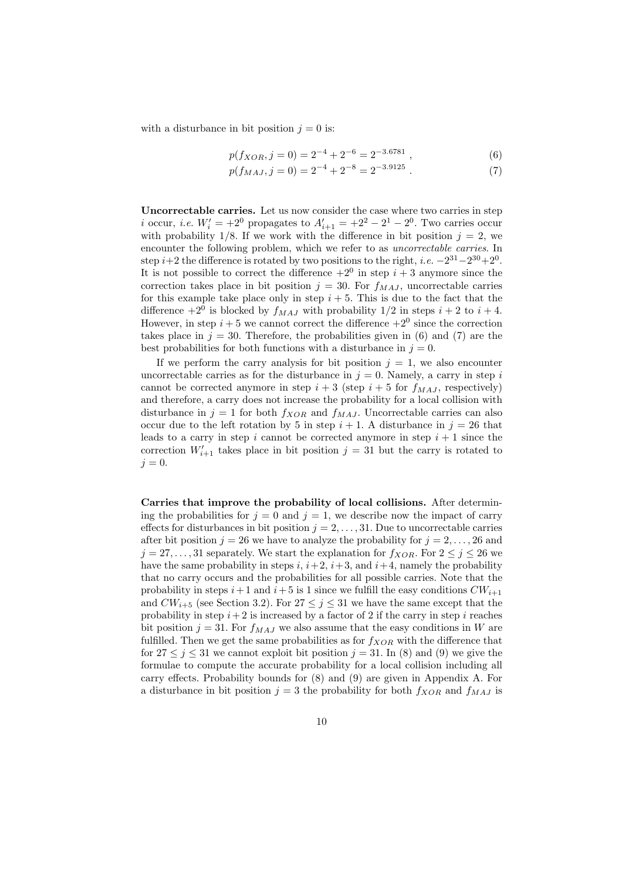with a disturbance in bit position $j = 0$ is:

$$p(f_{XOR}, j = 0) = 2^{-4} + 2^{-6} = 2^{-3.6781} , \tag{6}$$

$$p(f_{MAJ}, j = 0) = 2^{-4} + 2^{-8} = 2^{-3.9125} . \tag{7}$$

**Uncorrectable carries.** Let us now consider the case where two carries in step $i$ occur, *i.e.* $W'_i = +2^0$ propagates to $A'_{i+1} = +2^2 - 2^1 - 2^0$. Two carries occur with probability 1/8. If we work with the difference in bit position $j = 2$, we encounter the following problem, which we refer to as *uncorrectable carries*. In step $i+2$ the difference is rotated by two positions to the right, *i.e.* $-2^{31}-2^{30}+2^0$. It is not possible to correct the difference $+2^0$ in step $i + 3$ anymore since the correction takes place in bit position $j = 30$. For $f_{MAJ}$, uncorrectable carries for this example take place only in step $i + 5$. This is due to the fact that the difference $+2^0$ is blocked by $f_{MAJ}$ with probability 1/2 in steps $i + 2$ to $i + 4$. However, in step $i + 5$ we cannot correct the difference $+2^0$ since the correction takes place in $j = 30$. Therefore, the probabilities given in (6) and (7) are the best probabilities for both functions with a disturbance in $j = 0$.

If we perform the carry analysis for bit position $j = 1$, we also encounter uncorrectable carries as for the disturbance in $j = 0$. Namely, a carry in step $i$ cannot be corrected anymore in step $i + 3$ (step $i + 5$ for $f_{MAJ}$, respectively) and therefore, a carry does not increase the probability for a local collision with disturbance in $j = 1$ for both $f_{XOR}$ and $f_{MAJ}$. Uncorrectable carries can also occur due to the left rotation by 5 in step $i + 1$. A disturbance in $j = 26$ that leads to a carry in step $i$ cannot be corrected anymore in step $i + 1$ since the correction $W'_{i+1}$ takes place in bit position $j = 31$ but the carry is rotated to $j = 0$.

**Carries that improve the probability of local collisions.** After determining the probabilities for $j = 0$ and $j = 1$, we describe now the impact of carry effects for disturbances in bit position $j = 2, \ldots , 31$. Due to uncorrectable carries after bit position $j = 26$ we have to analyze the probability for $j = 2, \ldots , 26$ and $j = 27, \ldots , 31$ separately. We start the explanation for $f_{XOR}$. For $2 \leq j \leq 26$ we have the same probability in steps $i$, $i+2$, $i+3$, and $i+4$, namely the probability that no carry occurs and the probabilities for all possible carries. Note that the probability in steps $i+1$ and $i+5$ is 1 since we fulfill the easy conditions $CW_{i+1}$ and $CW_{i+5}$ (see Section 3.2). For $27 \leq j \leq 31$ we have the same except that the probability in step $i+2$ is increased by a factor of 2 if the carry in step $i$ reaches bit position $j = 31$. For $f_{MAJ}$ we also assume that the easy conditions in $W$ are fulfilled. Then we get the same probabilities as for $f_{XOR}$ with the difference that for $27 \leq j \leq 31$ we cannot exploit bit position $j = 31$. In (8) and (9) we give the formulae to compute the accurate probability for a local collision including all carry effects. Probability bounds for (8) and (9) are given in Appendix A. For a disturbance in bit position $j = 3$ the probability for both $f_{XOR}$ and $f_{MAJ}$ is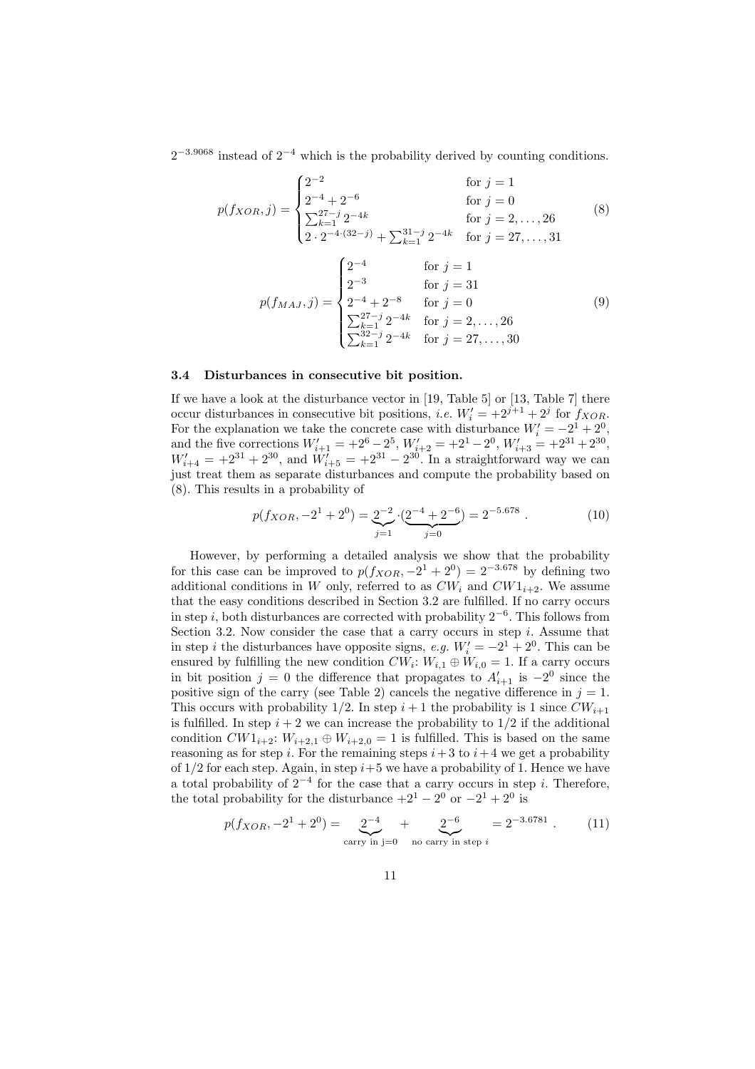$2^{-3.9068}$ instead of $2^{-4}$ which is the probability derived by counting conditions.

$$p(f_{XOR}, j) = \begin{cases} 2^{-2} & \text{for } j = 1 \\ 2^{-4} + 2^{-6} & \text{for } j = 0 \\ \sum_{k=1}^{27-j} 2^{-4k} & \text{for } j = 2, \ldots, 26 \\ 2 \cdot 2^{-4 \cdot (32-j)} + \sum_{k=1}^{31-j} 2^{-4k} & \text{for } j = 27, \ldots, 31 \end{cases} \tag{8}$$

$$p(f_{MAJ}, j) = \begin{cases} 2^{-4} & \text{for } j = 1 \\ 2^{-3} & \text{for } j = 31 \\ 2^{-4} + 2^{-8} & \text{for } j = 0 \\ \sum_{k=1}^{27-j} 2^{-4k} & \text{for } j = 2, \ldots, 26 \\ \sum_{k=1}^{32-j} 2^{-4k} & \text{for } j = 27, \ldots, 30 \end{cases} \tag{9}$$

### 3.4 Disturbances in consecutive bit position.

If we have a look at the disturbance vector in [19, Table 5] or [13, Table 7] there occur disturbances in consecutive bit positions, *i.e.* $W'_i = +2^{j+1} + 2^j$ for $f_{XOR}$. For the explanation we take the concrete case with disturbance $W'_i = -2^1 + 2^0$, and the five corrections $W'_{i+1} = +2^6 - 2^5$, $W'_{i+2} = +2^1 - 2^0$, $W'_{i+3} = +2^{31} + 2^{30}$, $W'_{i+4} = +2^{31} + 2^{30}$, and $W'_{i+5} = +2^{31} - 2^{30}$. In a straightforward way we can just treat them as separate disturbances and compute the probability based on (8). This results in a probability of

$$p(f_{XOR}, -2^1 + 2^0) = \underbrace{2^{-2}}_{j=1} \cdot (\underbrace{2^{-4} + 2^{-6}}_{j=0}) = 2^{-5.678} . \tag{10}$$

However, by performing a detailed analysis we show that the probability for this case can be improved to $p(f_{XOR}, -2^1 + 2^0) = 2^{-3.678}$ by defining two additional conditions in $W$ only, referred to as $CW_i$ and $CW1_{i+2}$. We assume that the easy conditions described in Section 3.2 are fulfilled. If no carry occurs in step $i$, both disturbances are corrected with probability $2^{-6}$. This follows from Section 3.2. Now consider the case that a carry occurs in step $i$. Assume that in step $i$ the disturbances have opposite signs, *e.g.* $W'_i = -2^1 + 2^0$. This can be ensured by fulfilling the new condition $CW_i$: $W_{i,1} \oplus W_{i,0} = 1$. If a carry occurs in bit position $j = 0$ the difference that propagates to $A'_{i+1}$ is $-2^0$ since the positive sign of the carry (see Table 2) cancels the negative difference in $j = 1$. This occurs with probability 1/2. In step $i + 1$ the probability is 1 since $CW_{i+1}$ is fulfilled. In step $i + 2$ we can increase the probability to 1/2 if the additional condition $CW1_{i+2}$: $W_{i+2,1} \oplus W_{i+2,0} = 1$ is fulfilled. This is based on the same reasoning as for step $i$. For the remaining steps $i+3$ to $i+4$ we get a probability of 1/2 for each step. Again, in step $i+5$ we have a probability of 1. Hence we have a total probability of $2^{-4}$ for the case that a carry occurs in step $i$. Therefore, the total probability for the disturbance $+2^1 - 2^0$ or $-2^1 + 2^0$ is

$$p(f_{XOR}, -2^1 + 2^0) = \underbrace{2^{-4}}_{\text{carry in j=0}} + \underbrace{2^{-6}}_{\text{no carry in step } i} = 2^{-3.6781} . \tag{11}$$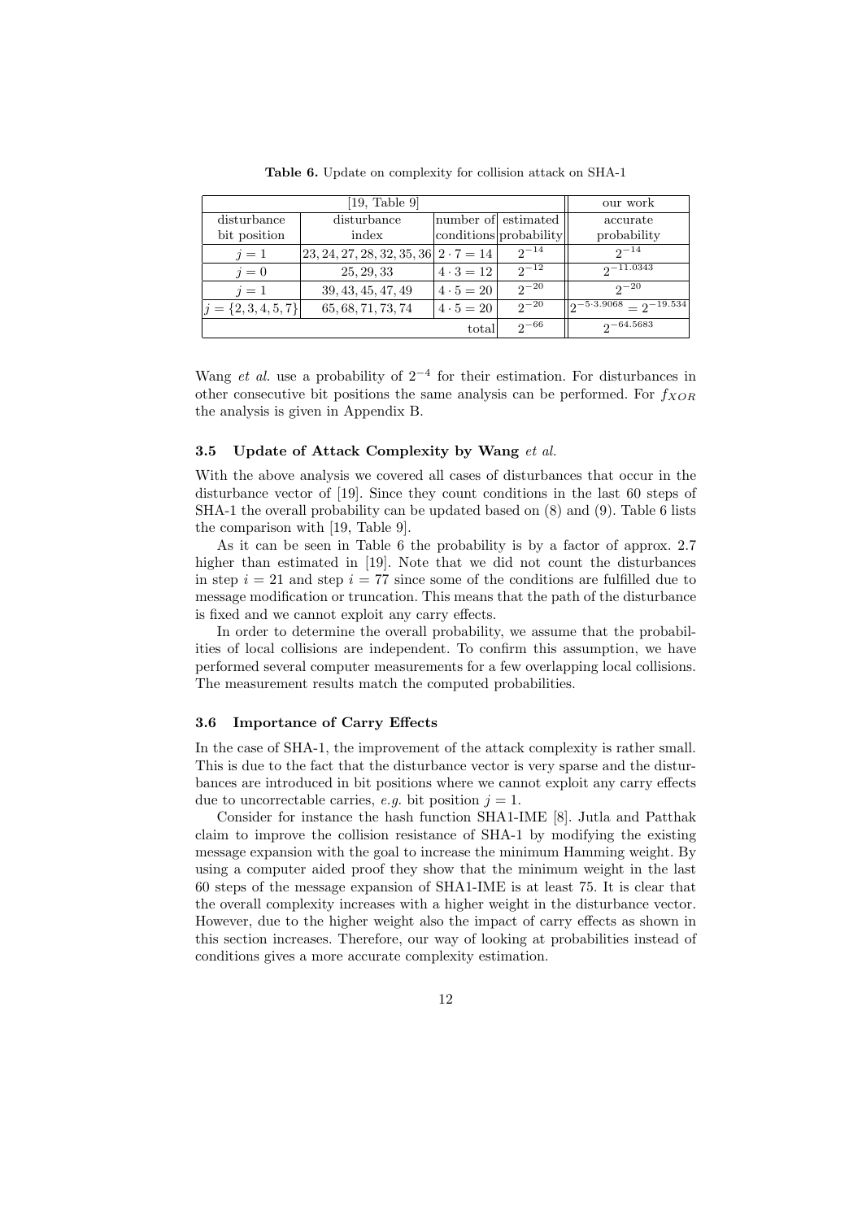**Table 6.** Update on complexity for collision attack on SHA-1

| [19, Table 9] | | | | our work |
|---|---|---|---|---|
| disturbance bit position | disturbance index | number of conditions | estimated probability | accurate probability |
| $j = 1$ | $23, 24, 27, 28, 32, 35, 36$ | $2 \cdot 7 = 14$ | $2^{-14}$ | $2^{-14}$ |
| $j = 0$ | $25, 29, 33$ | $4 \cdot 3 = 12$ | $2^{-12}$ | $2^{-11.0343}$ |
| $j = 1$ | $39, 43, 45, 47, 49$ | $4 \cdot 5 = 20$ | $2^{-20}$ | $2^{-20}$ |
| $j = \{2, 3, 4, 5, 7\}$ | $65, 68, 71, 73, 74$ | $4 \cdot 5 = 20$ | $2^{-20}$ | $2^{-5 \cdot 3.9068} = 2^{-19.534}$ |
| | | total | $2^{-66}$ | $2^{-64.5683}$ |

Wang *et al.* use a probability of $2^{-4}$ for their estimation. For disturbances in other consecutive bit positions the same analysis can be performed. For $f_{XOR}$ the analysis is given in Appendix B.

### 3.5 Update of Attack Complexity by Wang *et al.*

With the above analysis we covered all cases of disturbances that occur in the disturbance vector of [19]. Since they count conditions in the last 60 steps of SHA-1 the overall probability can be updated based on (8) and (9). Table 6 lists the comparison with [19, Table 9].

As it can be seen in Table 6 the probability is by a factor of approx. 2.7 higher than estimated in [19]. Note that we did not count the disturbances in step $i = 21$ and step $i = 77$ since some of the conditions are fulfilled due to message modification or truncation. This means that the path of the disturbance is fixed and we cannot exploit any carry effects.

In order to determine the overall probability, we assume that the probabilities of local collisions are independent. To confirm this assumption, we have performed several computer measurements for a few overlapping local collisions. The measurement results match the computed probabilities.

### 3.6 Importance of Carry Effects

In the case of SHA-1, the improvement of the attack complexity is rather small. This is due to the fact that the disturbance vector is very sparse and the disturbances are introduced in bit positions where we cannot exploit any carry effects due to uncorrectable carries, *e.g.* bit position $j = 1$.

Consider for instance the hash function SHA1-IME [8]. Jutla and Patthak claim to improve the collision resistance of SHA-1 by modifying the existing message expansion with the goal to increase the minimum Hamming weight. By using a computer aided proof they show that the minimum weight in the last 60 steps of the message expansion of SHA1-IME is at least 75. It is clear that the overall complexity increases with a higher weight in the disturbance vector. However, due to the higher weight also the impact of carry effects as shown in this section increases. Therefore, our way of looking at probabilities instead of conditions gives a more accurate complexity estimation.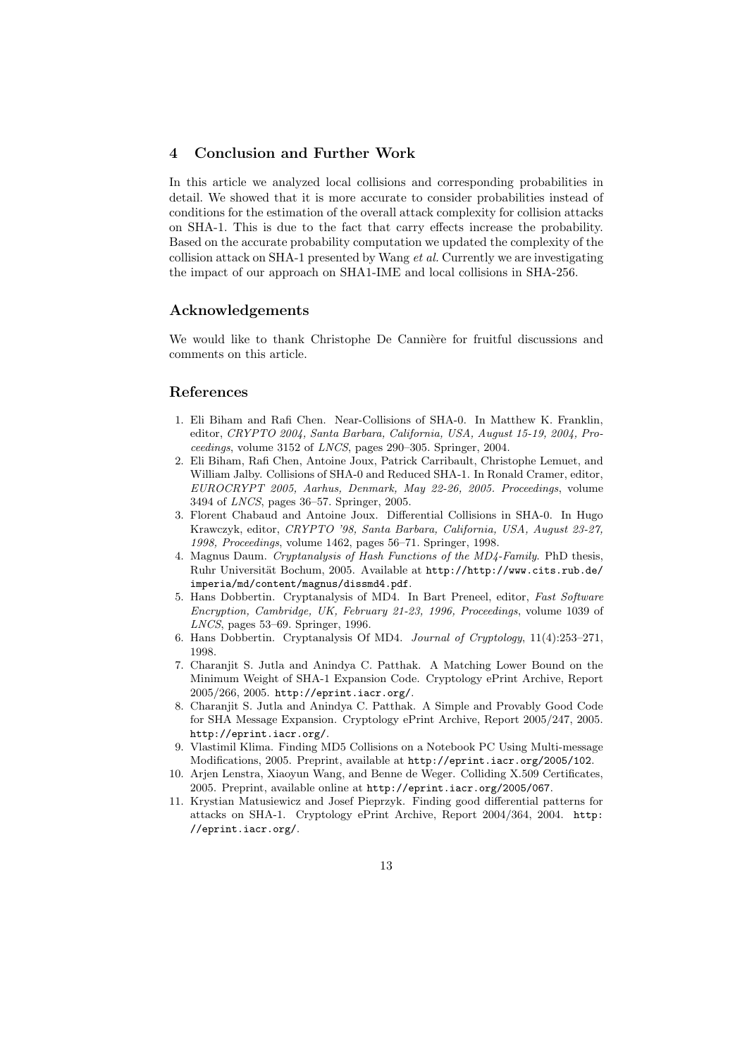## 4 Conclusion and Further Work

In this article we analyzed local collisions and corresponding probabilities in detail. We showed that it is more accurate to consider probabilities instead of conditions for the estimation of the overall attack complexity for collision attacks on SHA-1. This is due to the fact that carry effects increase the probability. Based on the accurate probability computation we updated the complexity of the collision attack on SHA-1 presented by Wang *et al.* Currently we are investigating the impact of our approach on SHA1-IME and local collisions in SHA-256.

## Acknowledgements

We would like to thank Christophe De Cannière for fruitful discussions and comments on this article.

## References

1. Eli Biham and Rafi Chen. Near-Collisions of SHA-0. In Matthew K. Franklin, editor, *CRYPTO 2004, Santa Barbara, California, USA, August 15-19, 2004, Proceedings*, volume 3152 of *LNCS*, pages 290–305. Springer, 2004.
2. Eli Biham, Rafi Chen, Antoine Joux, Patrick Carribault, Christophe Lemuet, and William Jalby. Collisions of SHA-0 and Reduced SHA-1. In Ronald Cramer, editor, *EUROCRYPT 2005, Aarhus, Denmark, May 22-26, 2005. Proceedings*, volume 3494 of *LNCS*, pages 36–57. Springer, 2005.
3. Florent Chabaud and Antoine Joux. Differential Collisions in SHA-0. In Hugo Krawczyk, editor, *CRYPTO '98, Santa Barbara, California, USA, August 23-27, 1998, Proceedings*, volume 1462, pages 56–71. Springer, 1998.
4. Magnus Daum. *Cryptanalysis of Hash Functions of the MD4-Family*. PhD thesis, Ruhr Universität Bochum, 2005. Available at `http://http://www.cits.rub.de/imperia/md/content/magnus/dissmd4.pdf`.
5. Hans Dobbertin. Cryptanalysis of MD4. In Bart Preneel, editor, *Fast Software Encryption, Cambridge, UK, February 21-23, 1996, Proceedings*, volume 1039 of *LNCS*, pages 53–69. Springer, 1996.
6. Hans Dobbertin. Cryptanalysis Of MD4. *Journal of Cryptology*, 11(4):253–271, 1998.
7. Charanjit S. Jutla and Anindya C. Patthak. A Matching Lower Bound on the Minimum Weight of SHA-1 Expansion Code. Cryptology ePrint Archive, Report 2005/266, 2005. `http://eprint.iacr.org/`.
8. Charanjit S. Jutla and Anindya C. Patthak. A Simple and Provably Good Code for SHA Message Expansion. Cryptology ePrint Archive, Report 2005/247, 2005. `http://eprint.iacr.org/`.
9. Vlastimil Klima. Finding MD5 Collisions on a Notebook PC Using Multi-message Modifications, 2005. Preprint, available at `http://eprint.iacr.org/2005/102`.
10. Arjen Lenstra, Xiaoyun Wang, and Benne de Weger. Colliding X.509 Certificates, 2005. Preprint, available online at `http://eprint.iacr.org/2005/067`.
11. Krystian Matusiewicz and Josef Pieprzyk. Finding good differential patterns for attacks on SHA-1. Cryptology ePrint Archive, Report 2004/364, 2004. `http://eprint.iacr.org/`.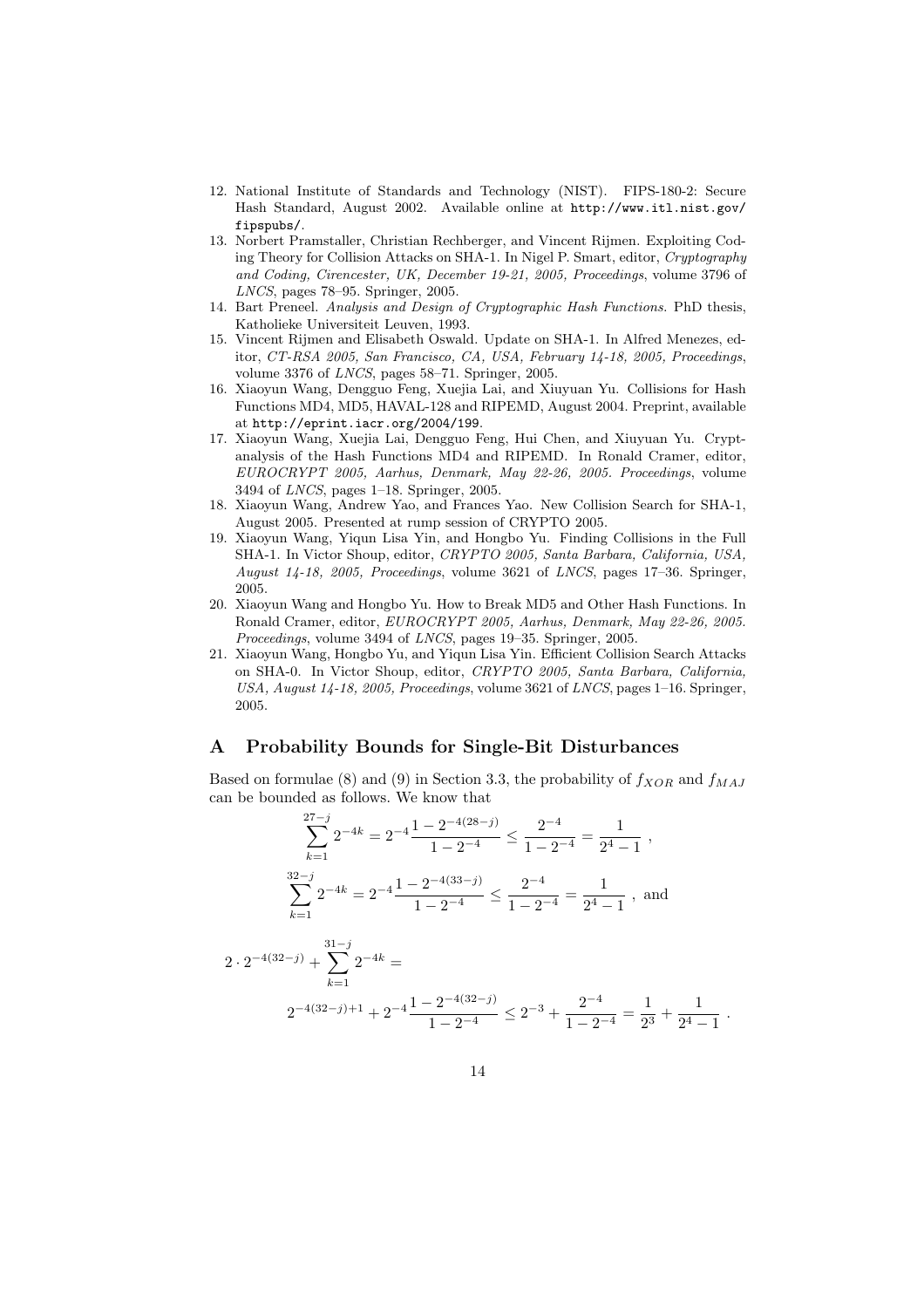12. National Institute of Standards and Technology (NIST). FIPS-180-2: Secure Hash Standard, August 2002. Available online at http://www.itl.nist.gov/fipspubs/.
13. Norbert Pramstaller, Christian Rechberger, and Vincent Rijmen. Exploiting Coding Theory for Collision Attacks on SHA-1. In Nigel P. Smart, editor, *Cryptography and Coding, Cirencester, UK, December 19-21, 2005, Proceedings*, volume 3796 of *LNCS*, pages 78–95. Springer, 2005.
14. Bart Preneel. *Analysis and Design of Cryptographic Hash Functions*. PhD thesis, Katholieke Universiteit Leuven, 1993.
15. Vincent Rijmen and Elisabeth Oswald. Update on SHA-1. In Alfred Menezes, editor, *CT-RSA 2005, San Francisco, CA, USA, February 14-18, 2005, Proceedings*, volume 3376 of *LNCS*, pages 58–71. Springer, 2005.
16. Xiaoyun Wang, Dengguo Feng, Xuejia Lai, and Xiuyuan Yu. Collisions for Hash Functions MD4, MD5, HAVAL-128 and RIPEMD, August 2004. Preprint, available at http://eprint.iacr.org/2004/199.
17. Xiaoyun Wang, Xuejia Lai, Dengguo Feng, Hui Chen, and Xiuyuan Yu. Cryptanalysis of the Hash Functions MD4 and RIPEMD. In Ronald Cramer, editor, *EUROCRYPT 2005, Aarhus, Denmark, May 22-26, 2005. Proceedings*, volume 3494 of *LNCS*, pages 1–18. Springer, 2005.
18. Xiaoyun Wang, Andrew Yao, and Frances Yao. New Collision Search for SHA-1, August 2005. Presented at rump session of CRYPTO 2005.
19. Xiaoyun Wang, Yiqun Lisa Yin, and Hongbo Yu. Finding Collisions in the Full SHA-1. In Victor Shoup, editor, *CRYPTO 2005, Santa Barbara, California, USA, August 14-18, 2005, Proceedings*, volume 3621 of *LNCS*, pages 17–36. Springer, 2005.
20. Xiaoyun Wang and Hongbo Yu. How to Break MD5 and Other Hash Functions. In Ronald Cramer, editor, *EUROCRYPT 2005, Aarhus, Denmark, May 22-26, 2005. Proceedings*, volume 3494 of *LNCS*, pages 19–35. Springer, 2005.
21. Xiaoyun Wang, Hongbo Yu, and Yiqun Lisa Yin. Efficient Collision Search Attacks on SHA-0. In Victor Shoup, editor, *CRYPTO 2005, Santa Barbara, California, USA, August 14-18, 2005, Proceedings*, volume 3621 of *LNCS*, pages 1–16. Springer, 2005.

## A Probability Bounds for Single-Bit Disturbances

Based on formulae (8) and (9) in Section 3.3, the probability of $f_{XOR}$ and $f_{MAJ}$ can be bounded as follows. We know that

$$\sum_{k=1}^{27-j} 2^{-4k} = 2^{-4}\frac{1-2^{-4(28-j)}}{1-2^{-4}} \leq \frac{2^{-4}}{1-2^{-4}} = \frac{1}{2^4-1} ,$$

$$\sum_{k=1}^{32-j} 2^{-4k} = 2^{-4}\frac{1-2^{-4(33-j)}}{1-2^{-4}} \leq \frac{2^{-4}}{1-2^{-4}} = \frac{1}{2^4-1} , \text{ and}$$

$$2 \cdot 2^{-4(32-j)} + \sum_{k=1}^{31-j} 2^{-4k} =$$

$$2^{-4(32-j)+1} + 2^{-4}\frac{1-2^{-4(32-j)}}{1-2^{-4}} \leq 2^{-3} + \frac{2^{-4}}{1-2^{-4}} = \frac{1}{2^3} + \frac{1}{2^4-1} .$$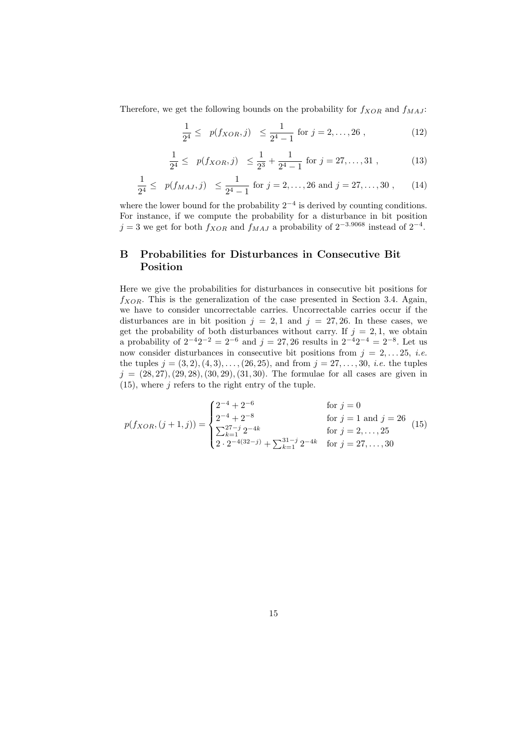Therefore, we get the following bounds on the probability for $f_{XOR}$ and $f_{MAJ}$:

$$\frac{1}{2^4} \leq \quad p(f_{XOR}, j) \quad \leq \frac{1}{2^4 - 1} \text{ for } j = 2, \ldots, 26 \;, \tag{12}$$

$$\frac{1}{2^4} \leq \quad p(f_{XOR}, j) \quad \leq \frac{1}{2^3} + \frac{1}{2^4 - 1} \text{ for } j = 27, \ldots, 31 \;, \tag{13}$$

$$\frac{1}{2^4} \leq \quad p(f_{MAJ}, j) \quad \leq \frac{1}{2^4 - 1} \text{ for } j = 2, \ldots, 26 \text{ and } j = 27, \ldots, 30 \;, \tag{14}$$

where the lower bound for the probability $2^{-4}$ is derived by counting conditions. For instance, if we compute the probability for a disturbance in bit position $j = 3$ we get for both $f_{XOR}$ and $f_{MAJ}$ a probability of $2^{-3.9068}$ instead of $2^{-4}$.

# B Probabilities for Disturbances in Consecutive Bit Position

Here we give the probabilities for disturbances in consecutive bit positions for $f_{XOR}$. This is the generalization of the case presented in Section 3.4. Again, we have to consider uncorrectable carries. Uncorrectable carries occur if the disturbances are in bit position $j = 2, 1$ and $j = 27, 26$. In these cases, we get the probability of both disturbances without carry. If $j = 2, 1$, we obtain a probability of $2^{-4}2^{-2} = 2^{-6}$ and $j = 27, 26$ results in $2^{-4}2^{-4} = 2^{-8}$. Let us now consider disturbances in consecutive bit positions from $j = 2, \ldots 25$, *i.e.* the tuples $j = (3, 2), (4, 3), \ldots, (26, 25)$, and from $j = 27, \ldots, 30$, *i.e.* the tuples $j = (28, 27), (29, 28), (30, 29), (31, 30)$. The formulae for all cases are given in (15), where $j$ refers to the right entry of the tuple.

$$p(f_{XOR}, (j+1, j)) = \begin{cases} 2^{-4} + 2^{-6} & \text{for } j = 0 \\ 2^{-4} + 2^{-8} & \text{for } j = 1 \text{ and } j = 26 \\ \sum_{k=1}^{27-j} 2^{-4k} & \text{for } j = 2, \ldots, 25 \\ 2 \cdot 2^{-4(32-j)} + \sum_{k=1}^{31-j} 2^{-4k} & \text{for } j = 27, \ldots, 30 \end{cases} \tag{15}$$